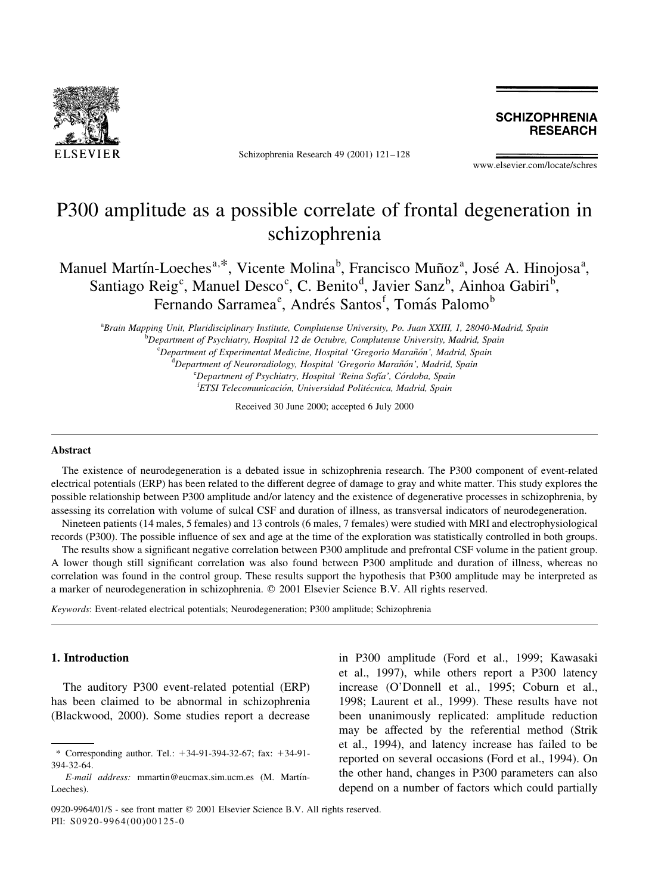# P300 amplitude as a possible correlate of frontal degeneration in schizophrenia

Manuel Martín-Loeches[a,*], Vicente Molina[b], Francisco Muñoz[a], José A. Hinojosa[a], Santiago Reig[c], Manuel Desco[c], C. Benito[d], Javier Sanz[b], Ainhoa Gabiri[b], Fernando Sarramea[e], Andrés Santos[f], Tomás Palomo[b]

[a]*Brain Mapping Unit, Pluridisciplinary Institute, Complutense University, Po. Juan XXIII, 1, 28040-Madrid, Spain*
[b]*Department of Psychiatry, Hospital 12 de Octubre, Complutense University, Madrid, Spain*
[c]*Department of Experimental Medicine, Hospital 'Gregorio Marañón', Madrid, Spain*
[d]*Department of Neuroradiology, Hospital 'Gregorio Marañón', Madrid, Spain*
[e]*Department of Psychiatry, Hospital 'Reina Sofía', Córdoba, Spain*
[f]*ETSI Telecomunicación, Universidad Politécnica, Madrid, Spain*

Received 30 June 2000; accepted 6 July 2000

## Abstract

The existence of neurodegeneration is a debated issue in schizophrenia research. The P300 component of event-related electrical potentials (ERP) has been related to the different degree of damage to gray and white matter. This study explores the possible relationship between P300 amplitude and/or latency and the existence of degenerative processes in schizophrenia, by assessing its correlation with volume of sulcal CSF and duration of illness, as transversal indicators of neurodegeneration.

Nineteen patients (14 males, 5 females) and 13 controls (6 males, 7 females) were studied with MRI and electrophysiological records (P300). The possible influence of sex and age at the time of the exploration was statistically controlled in both groups.

The results show a significant negative correlation between P300 amplitude and prefrontal CSF volume in the patient group. A lower though still significant correlation was also found between P300 amplitude and duration of illness, whereas no correlation was found in the control group. These results support the hypothesis that P300 amplitude may be interpreted as a marker of neurodegeneration in schizophrenia. © 2001 Elsevier Science B.V. All rights reserved.

*Keywords*: Event-related electrical potentials; Neurodegeneration; P300 amplitude; Schizophrenia

## 1. Introduction

The auditory P300 event-related potential (ERP) has been claimed to be abnormal in schizophrenia (Blackwood, 2000). Some studies report a decrease in P300 amplitude (Ford et al., 1999; Kawasaki et al., 1997), while others report a P300 latency increase (O'Donnell et al., 1995; Coburn et al., 1998; Laurent et al., 1999). These results have not been unanimously replicated: amplitude reduction may be affected by the referential method (Strik et al., 1994), and latency increase has failed to be reported on several occasions (Ford et al., 1994). On the other hand, changes in P300 parameters can also depend on a number of factors which could partially

---

\* Corresponding author. Tel.: +34-91-394-32-67; fax: +34-91-394-32-64.

*E-mail address:* mmartin@eucmax.sim.ucm.es (M. Martín-Loeches).

0920-9964/01/$ - see front matter © 2001 Elsevier Science B.V. All rights reserved.
PII: S0920-9964(00)00125-0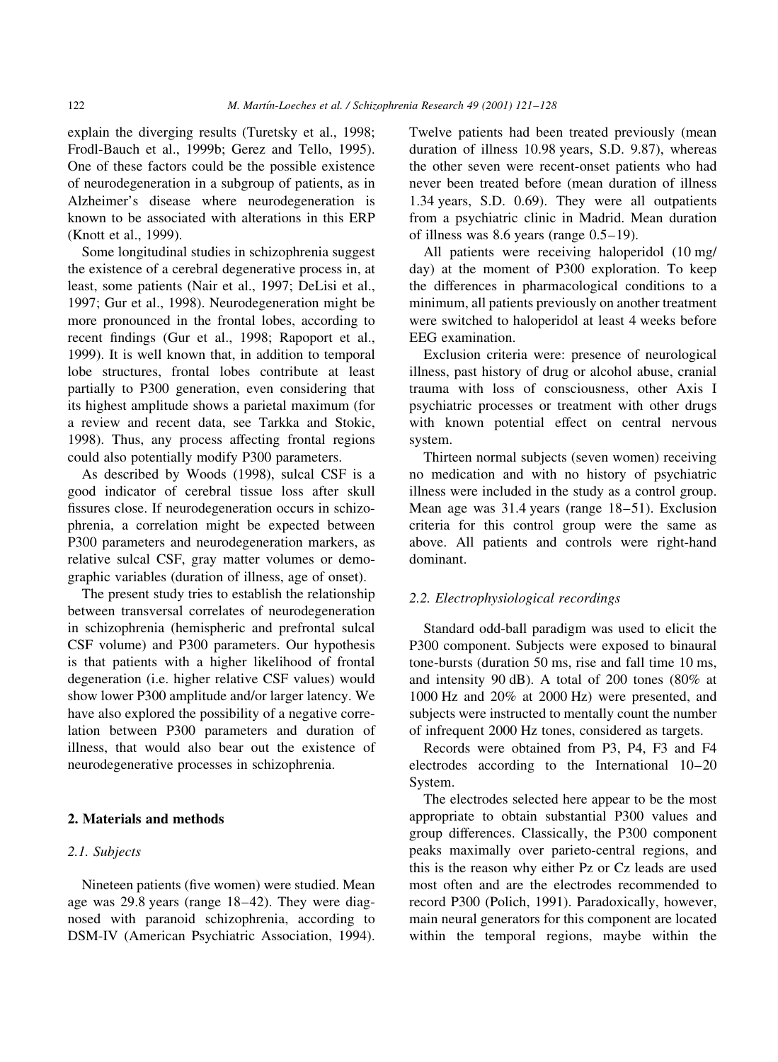explain the diverging results (Turetsky et al., 1998; Frodl-Bauch et al., 1999b; Gerez and Tello, 1995). One of these factors could be the possible existence of neurodegeneration in a subgroup of patients, as in Alzheimer's disease where neurodegeneration is known to be associated with alterations in this ERP (Knott et al., 1999).

Some longitudinal studies in schizophrenia suggest the existence of a cerebral degenerative process in, at least, some patients (Nair et al., 1997; DeLisi et al., 1997; Gur et al., 1998). Neurodegeneration might be more pronounced in the frontal lobes, according to recent findings (Gur et al., 1998; Rapoport et al., 1999). It is well known that, in addition to temporal lobe structures, frontal lobes contribute at least partially to P300 generation, even considering that its highest amplitude shows a parietal maximum (for a review and recent data, see Tarkka and Stokic, 1998). Thus, any process affecting frontal regions could also potentially modify P300 parameters.

As described by Woods (1998), sulcal CSF is a good indicator of cerebral tissue loss after skull fissures close. If neurodegeneration occurs in schizophrenia, a correlation might be expected between P300 parameters and neurodegeneration markers, as relative sulcal CSF, gray matter volumes or demographic variables (duration of illness, age of onset).

The present study tries to establish the relationship between transversal correlates of neurodegeneration in schizophrenia (hemispheric and prefrontal sulcal CSF volume) and P300 parameters. Our hypothesis is that patients with a higher likelihood of frontal degeneration (i.e. higher relative CSF values) would show lower P300 amplitude and/or larger latency. We have also explored the possibility of a negative correlation between P300 parameters and duration of illness, that would also bear out the existence of neurodegenerative processes in schizophrenia.

## 2. Materials and methods

### 2.1. Subjects

Nineteen patients (five women) were studied. Mean age was 29.8 years (range 18–42). They were diagnosed with paranoid schizophrenia, according to DSM-IV (American Psychiatric Association, 1994). Twelve patients had been treated previously (mean duration of illness 10.98 years, S.D. 9.87), whereas the other seven were recent-onset patients who had never been treated before (mean duration of illness 1.34 years, S.D. 0.69). They were all outpatients from a psychiatric clinic in Madrid. Mean duration of illness was 8.6 years (range 0.5–19).

All patients were receiving haloperidol (10 mg/day) at the moment of P300 exploration. To keep the differences in pharmacological conditions to a minimum, all patients previously on another treatment were switched to haloperidol at least 4 weeks before EEG examination.

Exclusion criteria were: presence of neurological illness, past history of drug or alcohol abuse, cranial trauma with loss of consciousness, other Axis I psychiatric processes or treatment with other drugs with known potential effect on central nervous system.

Thirteen normal subjects (seven women) receiving no medication and with no history of psychiatric illness were included in the study as a control group. Mean age was 31.4 years (range 18–51). Exclusion criteria for this control group were the same as above. All patients and controls were right-hand dominant.

### 2.2. Electrophysiological recordings

Standard odd-ball paradigm was used to elicit the P300 component. Subjects were exposed to binaural tone-bursts (duration 50 ms, rise and fall time 10 ms, and intensity 90 dB). A total of 200 tones (80% at 1000 Hz and 20% at 2000 Hz) were presented, and subjects were instructed to mentally count the number of infrequent 2000 Hz tones, considered as targets.

Records were obtained from P3, P4, F3 and F4 electrodes according to the International 10–20 System.

The electrodes selected here appear to be the most appropriate to obtain substantial P300 values and group differences. Classically, the P300 component peaks maximally over parieto-central regions, and this is the reason why either Pz or Cz leads are used most often and are the electrodes recommended to record P300 (Polich, 1991). Paradoxically, however, main neural generators for this component are located within the temporal regions, maybe within the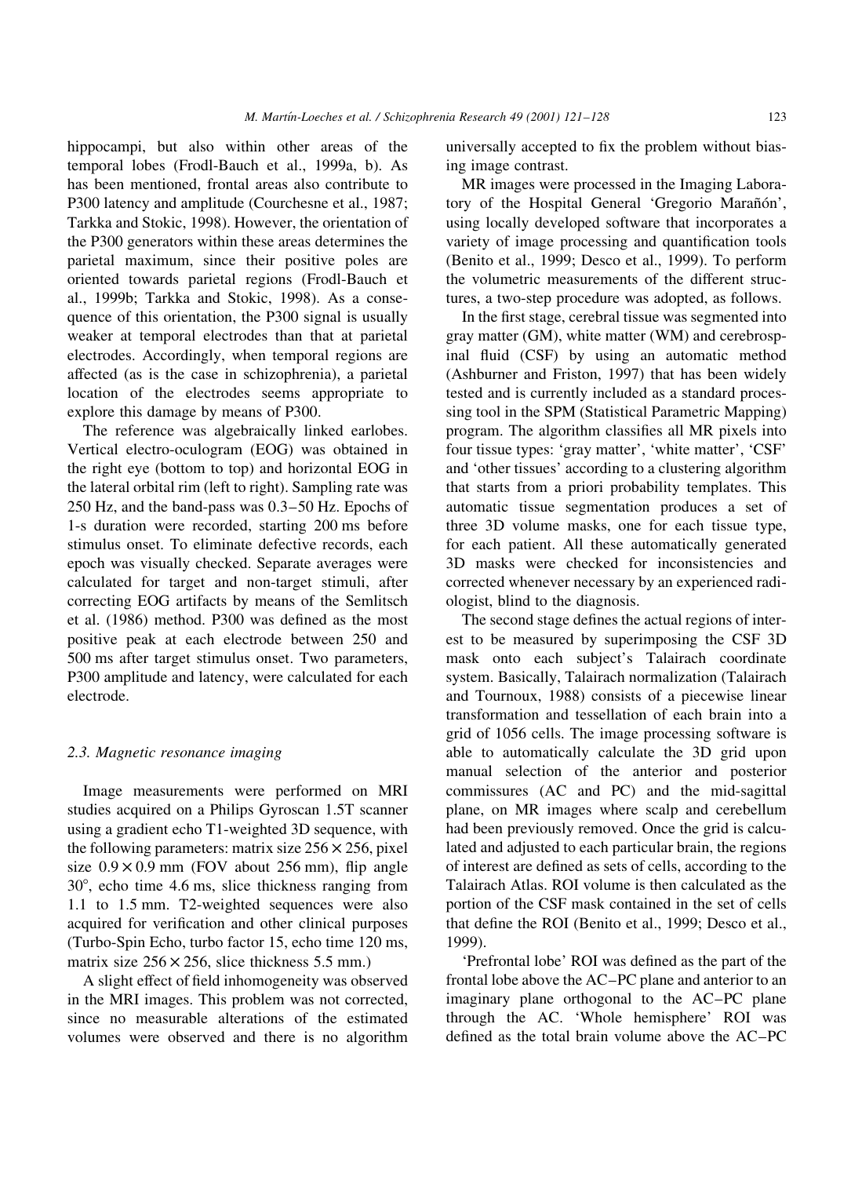hippocampi, but also within other areas of the temporal lobes (Frodl-Bauch et al., 1999a, b). As has been mentioned, frontal areas also contribute to P300 latency and amplitude (Courchesne et al., 1987; Tarkka and Stokic, 1998). However, the orientation of the P300 generators within these areas determines the parietal maximum, since their positive poles are oriented towards parietal regions (Frodl-Bauch et al., 1999b; Tarkka and Stokic, 1998). As a consequence of this orientation, the P300 signal is usually weaker at temporal electrodes than that at parietal electrodes. Accordingly, when temporal regions are affected (as is the case in schizophrenia), a parietal location of the electrodes seems appropriate to explore this damage by means of P300.

The reference was algebraically linked earlobes. Vertical electro-oculogram (EOG) was obtained in the right eye (bottom to top) and horizontal EOG in the lateral orbital rim (left to right). Sampling rate was 250 Hz, and the band-pass was 0.3–50 Hz. Epochs of 1-s duration were recorded, starting 200 ms before stimulus onset. To eliminate defective records, each epoch was visually checked. Separate averages were calculated for target and non-target stimuli, after correcting EOG artifacts by means of the Semlitsch et al. (1986) method. P300 was defined as the most positive peak at each electrode between 250 and 500 ms after target stimulus onset. Two parameters, P300 amplitude and latency, were calculated for each electrode.

### 2.3. Magnetic resonance imaging

Image measurements were performed on MRI studies acquired on a Philips Gyroscan 1.5T scanner using a gradient echo T1-weighted 3D sequence, with the following parameters: matrix size $256 \times 256$, pixel size $0.9 \times 0.9$ mm (FOV about 256 mm), flip angle 30°, echo time 4.6 ms, slice thickness ranging from 1.1 to 1.5 mm. T2-weighted sequences were also acquired for verification and other clinical purposes (Turbo-Spin Echo, turbo factor 15, echo time 120 ms, matrix size $256 \times 256$, slice thickness 5.5 mm.)

A slight effect of field inhomogeneity was observed in the MRI images. This problem was not corrected, since no measurable alterations of the estimated volumes were observed and there is no algorithm universally accepted to fix the problem without biasing image contrast.

MR images were processed in the Imaging Laboratory of the Hospital General 'Gregorio Marañón', using locally developed software that incorporates a variety of image processing and quantification tools (Benito et al., 1999; Desco et al., 1999). To perform the volumetric measurements of the different structures, a two-step procedure was adopted, as follows.

In the first stage, cerebral tissue was segmented into gray matter (GM), white matter (WM) and cerebrospinal fluid (CSF) by using an automatic method (Ashburner and Friston, 1997) that has been widely tested and is currently included as a standard processing tool in the SPM (Statistical Parametric Mapping) program. The algorithm classifies all MR pixels into four tissue types: 'gray matter', 'white matter', 'CSF' and 'other tissues' according to a clustering algorithm that starts from a priori probability templates. This automatic tissue segmentation produces a set of three 3D volume masks, one for each tissue type, for each patient. All these automatically generated 3D masks were checked for inconsistencies and corrected whenever necessary by an experienced radiologist, blind to the diagnosis.

The second stage defines the actual regions of interest to be measured by superimposing the CSF 3D mask onto each subject's Talairach coordinate system. Basically, Talairach normalization (Talairach and Tournoux, 1988) consists of a piecewise linear transformation and tessellation of each brain into a grid of 1056 cells. The image processing software is able to automatically calculate the 3D grid upon manual selection of the anterior and posterior commissures (AC and PC) and the mid-sagittal plane, on MR images where scalp and cerebellum had been previously removed. Once the grid is calculated and adjusted to each particular brain, the regions of interest are defined as sets of cells, according to the Talairach Atlas. ROI volume is then calculated as the portion of the CSF mask contained in the set of cells that define the ROI (Benito et al., 1999; Desco et al., 1999).

'Prefrontal lobe' ROI was defined as the part of the frontal lobe above the AC–PC plane and anterior to an imaginary plane orthogonal to the AC–PC plane through the AC. 'Whole hemisphere' ROI was defined as the total brain volume above the AC–PC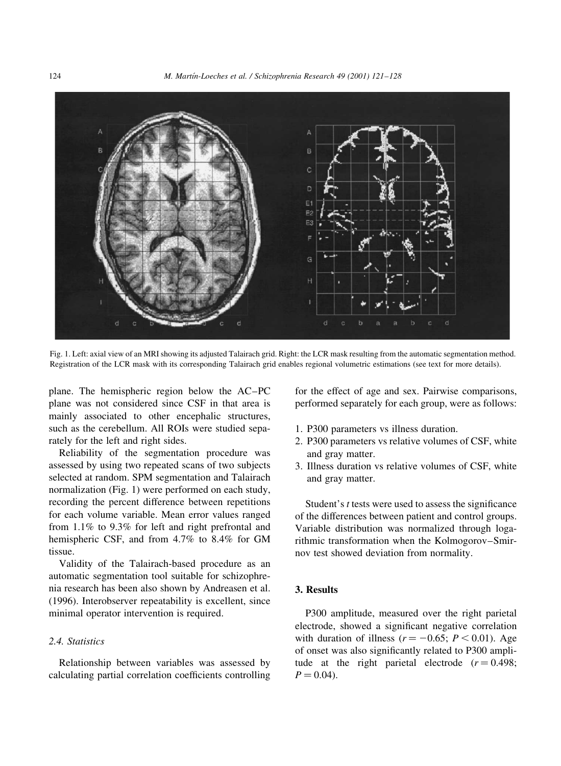Fig. 1. Left: axial view of an MRI showing its adjusted Talairach grid. Right: the LCR mask resulting from the automatic segmentation method. Registration of the LCR mask with its corresponding Talairach grid enables regional volumetric estimations (see text for more details).

plane. The hemispheric region below the AC–PC plane was not considered since CSF in that area is mainly associated to other encephalic structures, such as the cerebellum. All ROIs were studied separately for the left and right sides.

Reliability of the segmentation procedure was assessed by using two repeated scans of two subjects selected at random. SPM segmentation and Talairach normalization (Fig. 1) were performed on each study, recording the percent difference between repetitions for each volume variable. Mean error values ranged from 1.1% to 9.3% for left and right prefrontal and hemispheric CSF, and from 4.7% to 8.4% for GM tissue.

Validity of the Talairach-based procedure as an automatic segmentation tool suitable for schizophrenia research has been also shown by Andreasen et al. (1996). Interobserver repeatability is excellent, since minimal operator intervention is required.

### 2.4. Statistics

Relationship between variables was assessed by calculating partial correlation coefficients controlling for the effect of age and sex. Pairwise comparisons, performed separately for each group, were as follows:

1. P300 parameters vs illness duration.
2. P300 parameters vs relative volumes of CSF, white and gray matter.
3. Illness duration vs relative volumes of CSF, white and gray matter.

Student's *t* tests were used to assess the significance of the differences between patient and control groups. Variable distribution was normalized through logarithmic transformation when the Kolmogorov–Smirnov test showed deviation from normality.

## 3. Results

P300 amplitude, measured over the right parietal electrode, showed a significant negative correlation with duration of illness ($r = -0.65$; $P < 0.01$). Age of onset was also significantly related to P300 amplitude at the right parietal electrode ($r = 0.498$; $P = 0.04$).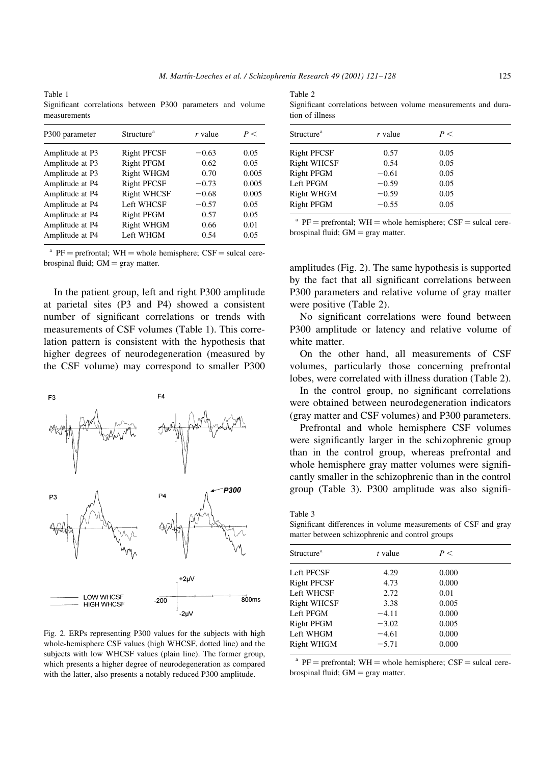Table 1
Significant correlations between P300 parameters and volume measurements

| P300 parameter | Structure[a] | r value | P < |
|---|---|---|---|
| Amplitude at P3 | Right PFCSF | −0.63 | 0.05 |
| Amplitude at P3 | Right PFGM | 0.62 | 0.05 |
| Amplitude at P3 | Right WHGM | 0.70 | 0.005 |
| Amplitude at P4 | Right PFCSF | −0.73 | 0.005 |
| Amplitude at P4 | Right WHCSF | −0.68 | 0.005 |
| Amplitude at P4 | Left WHCSF | −0.57 | 0.05 |
| Amplitude at P4 | Right PFGM | 0.57 | 0.05 |
| Amplitude at P4 | Right WHGM | 0.66 | 0.01 |
| Amplitude at P4 | Left WHGM | 0.54 | 0.05 |

[a] PF = prefrontal; WH = whole hemisphere; CSF = sulcal cerebrospinal fluid; GM = gray matter.

In the patient group, left and right P300 amplitude at parietal sites (P3 and P4) showed a consistent number of significant correlations or trends with measurements of CSF volumes (Table 1). This correlation pattern is consistent with the hypothesis that higher degrees of neurodegeneration (measured by the CSF volume) may correspond to smaller P300 amplitudes (Fig. 2). The same hypothesis is supported by the fact that all significant correlations between P300 parameters and relative volume of gray matter were positive (Table 2).

Fig. 2. ERPs representing P300 values for the subjects with high whole-hemisphere CSF values (high WHCSF, dotted line) and the subjects with low WHCSF values (plain line). The former group, which presents a higher degree of neurodegeneration as compared with the latter, also presents a notably reduced P300 amplitude.

Table 2
Significant correlations between volume measurements and duration of illness

| Structure[a] | r value | P < |
|---|---|---|
| Right PFCSF | 0.57 | 0.05 |
| Right WHCSF | 0.54 | 0.05 |
| Right PFGM | −0.61 | 0.05 |
| Left PFGM | −0.59 | 0.05 |
| Right WHGM | −0.59 | 0.05 |
| Right PFGM | −0.55 | 0.05 |

[a] PF = prefrontal; WH = whole hemisphere; CSF = sulcal cerebrospinal fluid; GM = gray matter.

No significant correlations were found between P300 amplitude or latency and relative volume of white matter.

On the other hand, all measurements of CSF volumes, particularly those concerning prefrontal lobes, were correlated with illness duration (Table 2).

In the control group, no significant correlations were obtained between neurodegeneration indicators (gray matter and CSF volumes) and P300 parameters.

Prefrontal and whole hemisphere CSF volumes were significantly larger in the schizophrenic group than in the control group, whereas prefrontal and whole hemisphere gray matter volumes were significantly smaller in the schizophrenic than in the control group (Table 3). P300 amplitude was also signifi-

Table 3
Significant differences in volume measurements of CSF and gray matter between schizophrenic and control groups

| Structure[a] | t value | P < |
|---|---|---|
| Left PFCSF | 4.29 | 0.000 |
| Right PFCSF | 4.73 | 0.000 |
| Left WHCSF | 2.72 | 0.01 |
| Right WHCSF | 3.38 | 0.005 |
| Left PFGM | −4.11 | 0.000 |
| Right PFGM | −3.02 | 0.005 |
| Left WHGM | −4.61 | 0.000 |
| Right WHGM | −5.71 | 0.000 |

[a] PF = prefrontal; WH = whole hemisphere; CSF = sulcal cerebrospinal fluid; GM = gray matter.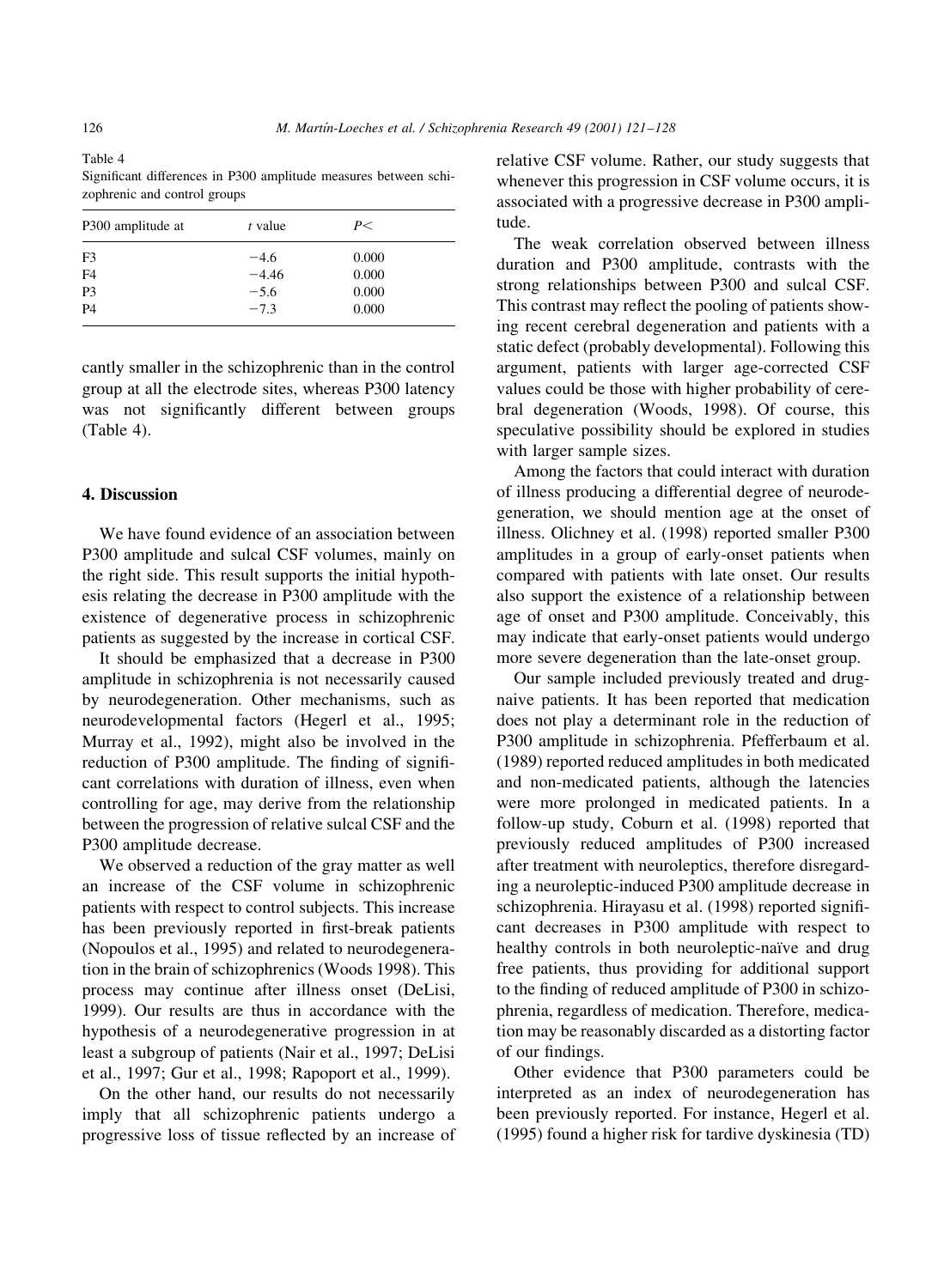Table 4
Significant differences in P300 amplitude measures between schizophrenic and control groups

| P300 amplitude at | t value | P< |
|---|---|---|
| F3 | −4.6 | 0.000 |
| F4 | −4.46 | 0.000 |
| P3 | −5.6 | 0.000 |
| P4 | −7.3 | 0.000 |

cantly smaller in the schizophrenic than in the control group at all the electrode sites, whereas P300 latency was not significantly different between groups (Table 4).

## 4. Discussion

We have found evidence of an association between P300 amplitude and sulcal CSF volumes, mainly on the right side. This result supports the initial hypothesis relating the decrease in P300 amplitude with the existence of degenerative process in schizophrenic patients as suggested by the increase in cortical CSF.

It should be emphasized that a decrease in P300 amplitude in schizophrenia is not necessarily caused by neurodegeneration. Other mechanisms, such as neurodevelopmental factors (Hegerl et al., 1995; Murray et al., 1992), might also be involved in the reduction of P300 amplitude. The finding of significant correlations with duration of illness, even when controlling for age, may derive from the relationship between the progression of relative sulcal CSF and the P300 amplitude decrease.

We observed a reduction of the gray matter as well an increase of the CSF volume in schizophrenic patients with respect to control subjects. This increase has been previously reported in first-break patients (Nopoulos et al., 1995) and related to neurodegeneration in the brain of schizophrenics (Woods 1998). This process may continue after illness onset (DeLisi, 1999). Our results are thus in accordance with the hypothesis of a neurodegenerative progression in at least a subgroup of patients (Nair et al., 1997; DeLisi et al., 1997; Gur et al., 1998; Rapoport et al., 1999).

On the other hand, our results do not necessarily imply that all schizophrenic patients undergo a progressive loss of tissue reflected by an increase of relative CSF volume. Rather, our study suggests that whenever this progression in CSF volume occurs, it is associated with a progressive decrease in P300 amplitude.

The weak correlation observed between illness duration and P300 amplitude, contrasts with the strong relationships between P300 and sulcal CSF. This contrast may reflect the pooling of patients showing recent cerebral degeneration and patients with a static defect (probably developmental). Following this argument, patients with larger age-corrected CSF values could be those with higher probability of cerebral degeneration (Woods, 1998). Of course, this speculative possibility should be explored in studies with larger sample sizes.

Among the factors that could interact with duration of illness producing a differential degree of neurodegeneration, we should mention age at the onset of illness. Olichney et al. (1998) reported smaller P300 amplitudes in a group of early-onset patients when compared with patients with late onset. Our results also support the existence of a relationship between age of onset and P300 amplitude. Conceivably, this may indicate that early-onset patients would undergo more severe degeneration than the late-onset group.

Our sample included previously treated and drug-naive patients. It has been reported that medication does not play a determinant role in the reduction of P300 amplitude in schizophrenia. Pfefferbaum et al. (1989) reported reduced amplitudes in both medicated and non-medicated patients, although the latencies were more prolonged in medicated patients. In a follow-up study, Coburn et al. (1998) reported that previously reduced amplitudes of P300 increased after treatment with neuroleptics, therefore disregarding a neuroleptic-induced P300 amplitude decrease in schizophrenia. Hirayasu et al. (1998) reported significant decreases in P300 amplitude with respect to healthy controls in both neuroleptic-naïve and drug free patients, thus providing for additional support to the finding of reduced amplitude of P300 in schizophrenia, regardless of medication. Therefore, medication may be reasonably discarded as a distorting factor of our findings.

Other evidence that P300 parameters could be interpreted as an index of neurodegeneration has been previously reported. For instance, Hegerl et al. (1995) found a higher risk for tardive dyskinesia (TD)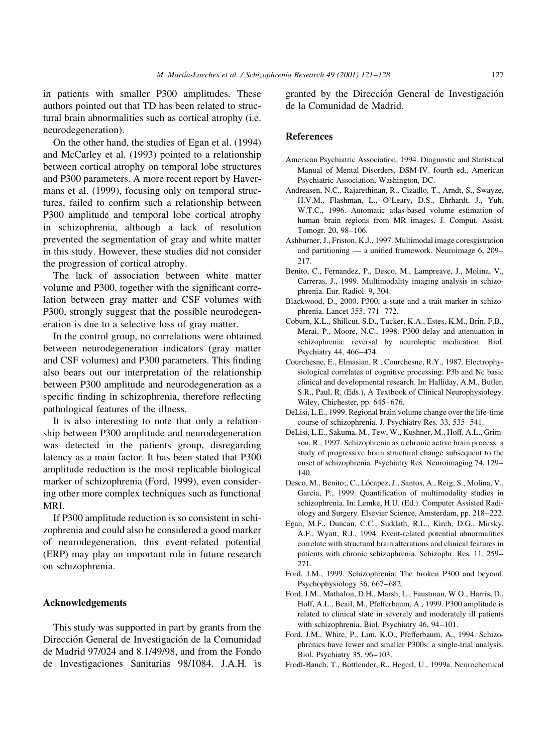in patients with smaller P300 amplitudes. These authors pointed out that TD has been related to structural brain abnormalities such as cortical atrophy (i.e. neurodegeneration).

On the other hand, the studies of Egan et al. (1994) and McCarley et al. (1993) pointed to a relationship between cortical atrophy on temporal lobe structures and P300 parameters. A more recent report by Havermans et al. (1999), focusing only on temporal structures, failed to confirm such a relationship between P300 amplitude and temporal lobe cortical atrophy in schizophrenia, although a lack of resolution prevented the segmentation of gray and white matter in this study. However, these studies did not consider the progression of cortical atrophy.

The lack of association between white matter volume and P300, together with the significant correlation between gray matter and CSF volumes with P300, strongly suggest that the possible neurodegeneration is due to a selective loss of gray matter.

In the control group, no correlations were obtained between neurodegeneration indicators (gray matter and CSF volumes) and P300 parameters. This finding also bears out our interpretation of the relationship between P300 amplitude and neurodegeneration as a specific finding in schizophrenia, therefore reflecting pathological features of the illness.

It is also interesting to note that only a relationship between P300 amplitude and neurodegeneration was detected in the patients group, disregarding latency as a main factor. It has been stated that P300 amplitude reduction is the most replicable biological marker of schizophrenia (Ford, 1999), even considering other more complex techniques such as functional MRI.

If P300 amplitude reduction is so consistent in schizophrenia and could also be considered a good marker of neurodegeneration, this event-related potential (ERP) may play an important role in future research on schizophrenia.

## Acknowledgements

This study was supported in part by grants from the Dirección General de Investigación de la Comunidad de Madrid 97/024 and 8.1/49/98, and from the Fondo de Investigaciones Sanitarias 98/1084. J.A.H. is granted by the Dirección General de Investigación de la Comunidad de Madrid.

## References

American Psychiatric Association, 1994. Diagnostic and Statistical Manual of Mental Disorders, DSM-IV. fourth ed., American Psychiatric Association, Washington, DC.

Andreasen, N.C., Rajarethinan, R., Cizadlo, T., Arndt, S., Swayze, H.V.M., Flashman, L., O'Leary, D.S., Ehrhardt, J., Yuh, W.T.C., 1996. Automatic atlas-based volume estimation of human brain regions from MR images. J. Comput. Assist. Tomogr. 20, 98–106.

Ashburner, J., Friston, K.J., 1997. Multimodal image coresgistration and partitioning — a unified framework. Neuroimage 6, 209–217.

Benito, C., Fernandez, P., Desco, M., Lampreave, J., Molina, V., Carreras, J., 1999. Multimodality imaging analysis in schizophrenia. Eur. Radiol. 9, 304.

Blackwood, D., 2000. P300, a state and a trait marker in schizophrenia. Lancet 355, 771–772.

Coburn, K.L., Shillcut, S.D., Tucker, K.A., Estes, K.M., Brin, F.B., Merai, P., Moore, N.C., 1998. P300 delay and attenuation in schizophrenia: reversal by neuroleptic medication. Biol. Psychiatry 44, 466–474.

Courchesne, E., Elmasian, R., Courchesne, R.Y., 1987. Electrophysiological correlates of cognitive processing: P3b and Nc basic clinical and developmental research. In: Halliday, A.M., Butler, S.R., Paul, R. (Eds.), A Textbook of Clinical Neurophysiology. Wiley, Chichester, pp. 645–676.

DeLisi, L.E., 1999. Regional brain volume change over the life-time course of schizophrenia. J. Psychiatry Res. 33, 535–541.

DeLisi, L.E., Sakuma, M., Tew, W., Kushner, M., Hoff, A.L., Grimson, R., 1997. Schizophrenia as a chronic active brain process: a study of progressive brain structural change subsequent to the onset of schizophrenia. Psychiatry Res. Neuroimaging 74, 129–140.

Desco, M., Benito;, C., Lócapez, J., Santos, A., Reig, S., Molina, V., Garcia, P., 1999. Quantification of multimodality studies in schizophrenia. In: Lemke, H.U. (Ed.). Computer Assisted Radiology and Surgery. Elsevier Science, Amsterdam, pp. 218–222.

Egan, M.F., Duncan, C.C., Suddath, R.L., Kirch, D.G., Mirsky, A.F., Wyatt, R.J., 1994. Event-related potential abnormalities correlate with structural brain alterations and clinical features in patients with chronic schizophrenia. Schizophr. Res. 11, 259–271.

Ford, J.M., 1999. Schizophrenia: The broken P300 and beyond. Psychophysiology 36, 667–682.

Ford, J.M., Mathalon, D.H., Marsh, L., Faustman, W.O., Harris, D., Hoff, A.L., Beail, M., Pfefferbaum, A., 1999. P300 amplitude is related to clinical state in severely and moderately ill patients with schizophrenia. Biol. Psychiatry 46, 94–101.

Ford, J.M., White, P., Lim, K.O., Pfefferbaum, A., 1994. Schizophrenics have fewer and smaller P300s: a single-trial analysis. Biol. Psychiatry 35, 96–103.

Frodl-Bauch, T., Bottlender, R., Hegerl, U., 1999a. Neurochemical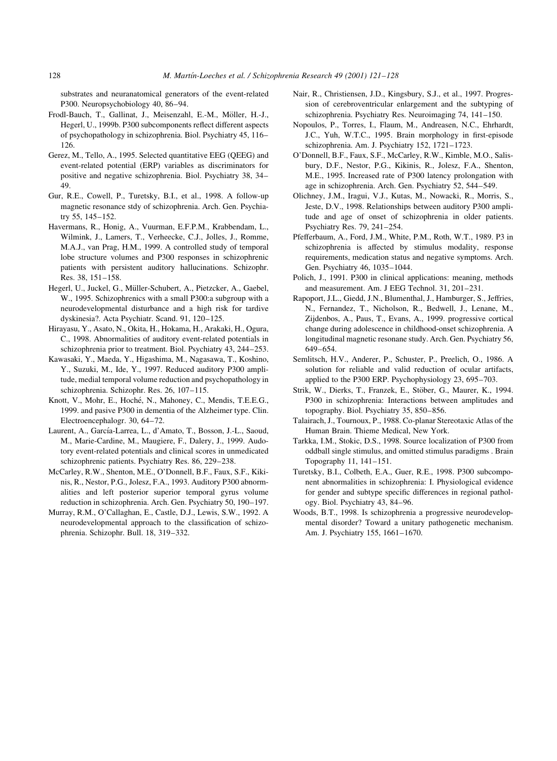substrates and neuranatomical generators of the event-related P300. Neuropsychobiology 40, 86–94.

Frodl-Bauch, T., Gallinat, J., Meisenzahl, E.-M., Möller, H.-J., Hegerl, U., 1999b. P300 subcomponents reflect different aspects of psychopathology in schizophrenia. Biol. Psychiatry 45, 116–126.

Gerez, M., Tello, A., 1995. Selected quantitative EEG (QEEG) and event-related potential (ERP) variables as discriminators for positive and negative schizophrenia. Biol. Psychiatry 38, 34–49.

Gur, R.E., Cowell, P., Turetsky, B.I., et al., 1998. A follow-up magnetic resonance stdy of schizophrenia. Arch. Gen. Psychiatry 55, 145–152.

Havermans, R., Honig, A., Vuurman, E.F.P.M., Krabbendam, L., Wilmink, J., Lamers, T., Verheecke, C.J., Jolles, J., Romme, M.A.J., van Prag, H.M., 1999. A controlled study of temporal lobe structure volumes and P300 responses in schizophrenic patients with persistent auditory hallucinations. Schizophr. Res. 38, 151–158.

Hegerl, U., Juckel, G., Müller-Schubert, A., Pietzcker, A., Gaebel, W., 1995. Schizophrenics with a small P300:a subgroup with a neurodevelopmental disturbance and a high risk for tardive dyskinesia?. Acta Psychiatr. Scand. 91, 120–125.

Hirayasu, Y., Asato, N., Okita, H., Hokama, H., Arakaki, H., Ogura, C., 1998. Abnormalities of auditory event-related potentials in schizophrenia prior to treatment. Biol. Psychiatry 43, 244–253.

Kawasaki, Y., Maeda, Y., Higashima, M., Nagasawa, T., Koshino, Y., Suzuki, M., Ide, Y., 1997. Reduced auditory P300 amplitude, medial temporal volume reduction and psychopathology in schizophrenia. Schizophr. Res. 26, 107–115.

Knott, V., Mohr, E., Hoché, N., Mahoney, C., Mendis, T.E.E.G., 1999. and pasive P300 in dementia of the Alzheimer type. Clin. Electroencephalogr. 30, 64–72.

Laurent, A., García-Larrea, L., d'Amato, T., Bosson, J.-L., Saoud, M., Marie-Cardine, M., Maugiere, F., Dalery, J., 1999. Audotory event-related potentials and clinical scores in unmedicated schizophrenic patients. Psychiatry Res. 86, 229–238.

McCarley, R.W., Shenton, M.E., O'Donnell, B.F., Faux, S.F., Kikinis, R., Nestor, P.G., Jolesz, F.A., 1993. Auditory P300 abnormalities and left posterior superior temporal gyrus volume reduction in schizophrenia. Arch. Gen. Psychiatry 50, 190–197.

Murray, R.M., O'Callaghan, E., Castle, D.J., Lewis, S.W., 1992. A neurodevelopmental approach to the classification of schizophrenia. Schizophr. Bull. 18, 319–332.

Nair, R., Christiensen, J.D., Kingsbury, S.J., et al., 1997. Progression of cerebroventricular enlargement and the subtyping of schizophrenia. Psychiatry Res. Neuroimaging 74, 141–150.

Nopoulos, P., Torres, I., Flaum, M., Andreasen, N.C., Ehrhardt, J.C., Yuh, W.T.C., 1995. Brain morphology in first-episode schizophrenia. Am. J. Psychiatry 152, 1721–1723.

O'Donnell, B.F., Faux, S.F., McCarley, R.W., Kimble, M.O., Salisbury, D.F., Nestor, P.G., Kikinis, R., Jolesz, F.A., Shenton, M.E., 1995. Increased rate of P300 latency prolongation with age in schizophrenia. Arch. Gen. Psychiatry 52, 544–549.

Olichney, J.M., Iragui, V.J., Kutas, M., Nowacki, R., Morris, S., Jeste, D.V., 1998. Relationships between auditory P300 amplitude and age of onset of schizophrenia in older patients. Psychiatry Res. 79, 241–254.

Pfefferbaum, A., Ford, J.M., White, P.M., Roth, W.T., 1989. P3 in schizophrenia is affected by stimulus modality, response requirements, medication status and negative symptoms. Arch. Gen. Psychiatry 46, 1035–1044.

Polich, J., 1991. P300 in clinical applications: meaning, methods and measurement. Am. J EEG Technol. 31, 201–231.

Rapoport, J.L., Giedd, J.N., Blumenthal, J., Hamburger, S., Jeffries, N., Fernandez, T., Nicholson, R., Bedwell, J., Lenane, M., Zijdenbos, A., Paus, T., Evans, A., 1999. progressive cortical change during adolescence in childhood-onset schizophrenia. A longitudinal magnetic resonane study. Arch. Gen. Psychiatry 56, 649–654.

Semlitsch, H.V., Anderer, P., Schuster, P., Preelich, O., 1986. A solution for reliable and valid reduction of ocular artifacts, applied to the P300 ERP. Psychophysiology 23, 695–703.

Strik, W., Dierks, T., Franzek, E., Stöber, G., Maurer, K., 1994. P300 in schizophrenia: Interactions between amplitudes and topography. Biol. Psychiatry 35, 850–856.

Talairach, J., Tournoux, P., 1988. Co-planar Stereotaxic Atlas of the Human Brain. Thieme Medical, New York.

Tarkka, I.M., Stokic, D.S., 1998. Source localization of P300 from oddball single stimulus, and omitted stimulus paradigms . Brain Topography 11, 141–151.

Turetsky, B.I., Colbeth, E.A., Guer, R.E., 1998. P300 subcomponent abnormalities in schizophrenia: I. Physiological evidence for gender and subtype specific differences in regional pathology. Biol. Psychiatry 43, 84–96.

Woods, B.T., 1998. Is schizophrenia a progressive neurodevelopmental disorder? Toward a unitary pathogenetic mechanism. Am. J. Psychiatry 155, 1661–1670.